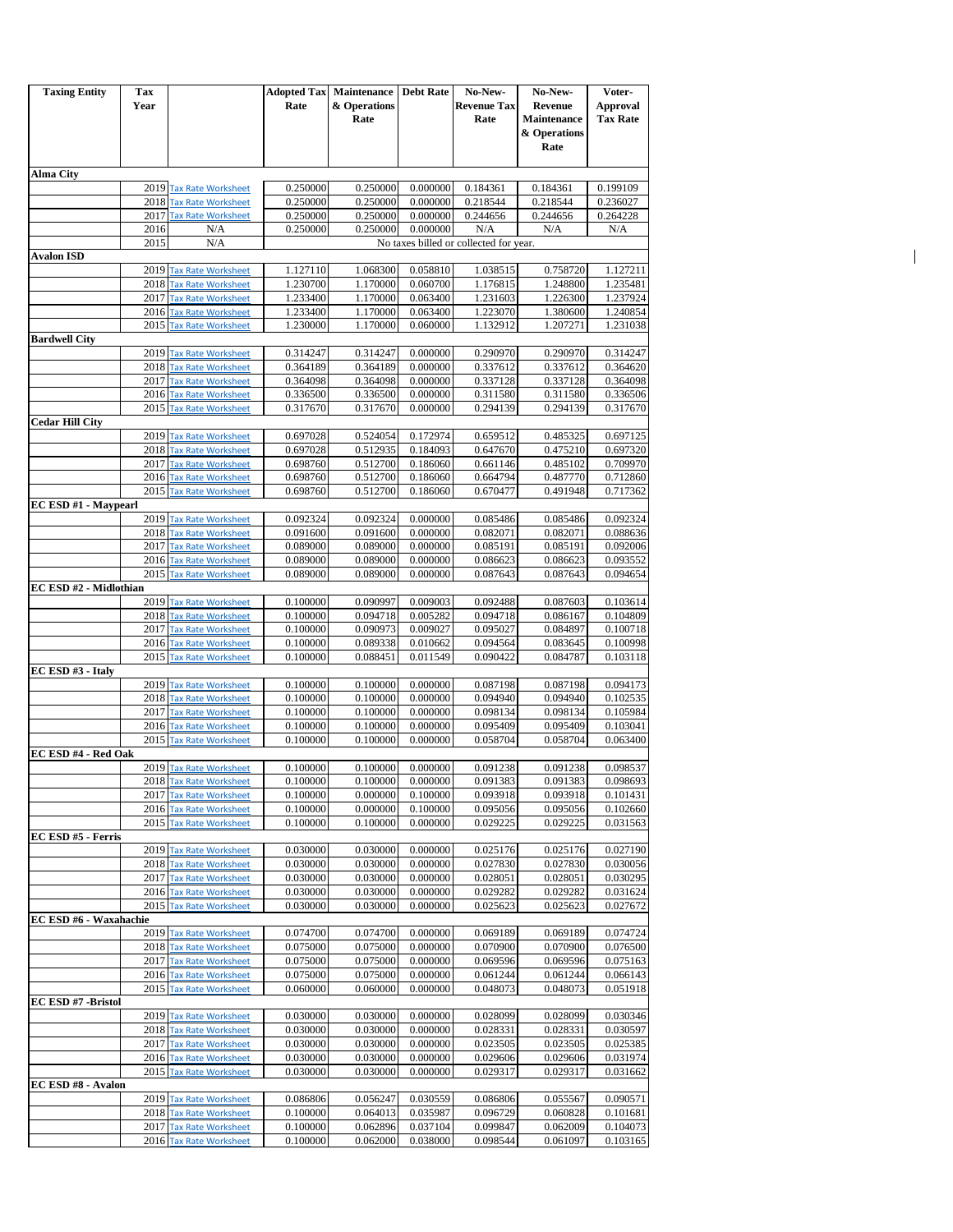| Taxing Entity | Tax Year | | Adopted Tax Rate | Maintenance & Operations Rate | Debt Rate | No-New-Revenue Tax Rate | No-New-Revenue Maintenance & Operations Rate | Voter-Approval Tax Rate |
|---|---|---|---|---|---|---|---|---|
| **Alma City** | | | | | | | | |
| | 2019 | Tax Rate Worksheet | 0.250000 | 0.250000 | 0.000000 | 0.184361 | 0.184361 | 0.199109 |
| | 2018 | Tax Rate Worksheet | 0.250000 | 0.250000 | 0.000000 | 0.218544 | 0.218544 | 0.236027 |
| | 2017 | Tax Rate Worksheet | 0.250000 | 0.250000 | 0.000000 | 0.244656 | 0.244656 | 0.264228 |
| | 2016 | N/A | 0.250000 | 0.250000 | 0.000000 | N/A | N/A | N/A |
| | 2015 | N/A | No taxes billed or collected for year. | | | | | |
| **Avalon ISD** | | | | | | | | |
| | 2019 | Tax Rate Worksheet | 1.127110 | 1.068300 | 0.058810 | 1.038515 | 0.758720 | 1.127211 |
| | 2018 | Tax Rate Worksheet | 1.230700 | 1.170000 | 0.060700 | 1.176815 | 1.248800 | 1.235481 |
| | 2017 | Tax Rate Worksheet | 1.233400 | 1.170000 | 0.063400 | 1.231603 | 1.226300 | 1.237924 |
| | 2016 | Tax Rate Worksheet | 1.233400 | 1.170000 | 0.063400 | 1.223070 | 1.380600 | 1.240854 |
| | 2015 | Tax Rate Worksheet | 1.230000 | 1.170000 | 0.060000 | 1.132912 | 1.207271 | 1.231038 |
| **Bardwell City** | | | | | | | | |
| | 2019 | Tax Rate Worksheet | 0.314247 | 0.314247 | 0.000000 | 0.290970 | 0.290970 | 0.314247 |
| | 2018 | Tax Rate Worksheet | 0.364189 | 0.364189 | 0.000000 | 0.337612 | 0.337612 | 0.364620 |
| | 2017 | Tax Rate Worksheet | 0.364098 | 0.364098 | 0.000000 | 0.337128 | 0.337128 | 0.364098 |
| | 2016 | Tax Rate Worksheet | 0.336500 | 0.336500 | 0.000000 | 0.311580 | 0.311580 | 0.336506 |
| | 2015 | Tax Rate Worksheet | 0.317670 | 0.317670 | 0.000000 | 0.294139 | 0.294139 | 0.317670 |
| **Cedar Hill City** | | | | | | | | |
| | 2019 | Tax Rate Worksheet | 0.697028 | 0.524054 | 0.172974 | 0.659512 | 0.485325 | 0.697125 |
| | 2018 | Tax Rate Worksheet | 0.697028 | 0.512935 | 0.184093 | 0.647670 | 0.475210 | 0.697320 |
| | 2017 | Tax Rate Worksheet | 0.698760 | 0.512700 | 0.186060 | 0.661146 | 0.485102 | 0.709970 |
| | 2016 | Tax Rate Worksheet | 0.698760 | 0.512700 | 0.186060 | 0.664794 | 0.487770 | 0.712860 |
| | 2015 | Tax Rate Worksheet | 0.698760 | 0.512700 | 0.186060 | 0.670477 | 0.491948 | 0.717362 |
| **EC ESD #1 - Maypearl** | | | | | | | | |
| | 2019 | Tax Rate Worksheet | 0.092324 | 0.092324 | 0.000000 | 0.085486 | 0.085486 | 0.092324 |
| | 2018 | Tax Rate Worksheet | 0.091600 | 0.091600 | 0.000000 | 0.082071 | 0.082071 | 0.088636 |
| | 2017 | Tax Rate Worksheet | 0.089000 | 0.089000 | 0.000000 | 0.085191 | 0.085191 | 0.092006 |
| | 2016 | Tax Rate Worksheet | 0.089000 | 0.089000 | 0.000000 | 0.086623 | 0.086623 | 0.093552 |
| | 2015 | Tax Rate Worksheet | 0.089000 | 0.089000 | 0.000000 | 0.087643 | 0.087643 | 0.094654 |
| **EC ESD #2 - Midlothian** | | | | | | | | |
| | 2019 | Tax Rate Worksheet | 0.100000 | 0.090997 | 0.009003 | 0.092488 | 0.087603 | 0.103614 |
| | 2018 | Tax Rate Worksheet | 0.100000 | 0.094718 | 0.005282 | 0.094718 | 0.086167 | 0.104809 |
| | 2017 | Tax Rate Worksheet | 0.100000 | 0.090973 | 0.009027 | 0.095027 | 0.084897 | 0.100718 |
| | 2016 | Tax Rate Worksheet | 0.100000 | 0.089338 | 0.010662 | 0.094564 | 0.083645 | 0.100998 |
| | 2015 | Tax Rate Worksheet | 0.100000 | 0.088451 | 0.011549 | 0.090422 | 0.084787 | 0.103118 |
| **EC ESD #3 - Italy** | | | | | | | | |
| | 2019 | Tax Rate Worksheet | 0.100000 | 0.100000 | 0.000000 | 0.087198 | 0.087198 | 0.094173 |
| | 2018 | Tax Rate Worksheet | 0.100000 | 0.100000 | 0.000000 | 0.094940 | 0.094940 | 0.102535 |
| | 2017 | Tax Rate Worksheet | 0.100000 | 0.100000 | 0.000000 | 0.098134 | 0.098134 | 0.105984 |
| | 2016 | Tax Rate Worksheet | 0.100000 | 0.100000 | 0.000000 | 0.095409 | 0.095409 | 0.103041 |
| | 2015 | Tax Rate Worksheet | 0.100000 | 0.100000 | 0.000000 | 0.058704 | 0.058704 | 0.063400 |
| **EC ESD #4 - Red Oak** | | | | | | | | |
| | 2019 | Tax Rate Worksheet | 0.100000 | 0.100000 | 0.000000 | 0.091238 | 0.091238 | 0.098537 |
| | 2018 | Tax Rate Worksheet | 0.100000 | 0.100000 | 0.000000 | 0.091383 | 0.091383 | 0.098693 |
| | 2017 | Tax Rate Worksheet | 0.100000 | 0.000000 | 0.100000 | 0.093918 | 0.093918 | 0.101431 |
| | 2016 | Tax Rate Worksheet | 0.100000 | 0.000000 | 0.100000 | 0.095056 | 0.095056 | 0.102660 |
| | 2015 | Tax Rate Worksheet | 0.100000 | 0.100000 | 0.000000 | 0.029225 | 0.029225 | 0.031563 |
| **EC ESD #5 - Ferris** | | | | | | | | |
| | 2019 | Tax Rate Worksheet | 0.030000 | 0.030000 | 0.000000 | 0.025176 | 0.025176 | 0.027190 |
| | 2018 | Tax Rate Worksheet | 0.030000 | 0.030000 | 0.000000 | 0.027830 | 0.027830 | 0.030056 |
| | 2017 | Tax Rate Worksheet | 0.030000 | 0.030000 | 0.000000 | 0.028051 | 0.028051 | 0.030295 |
| | 2016 | Tax Rate Worksheet | 0.030000 | 0.030000 | 0.000000 | 0.029282 | 0.029282 | 0.031624 |
| | 2015 | Tax Rate Worksheet | 0.030000 | 0.030000 | 0.000000 | 0.025623 | 0.025623 | 0.027672 |
| **EC ESD #6 - Waxahachie** | | | | | | | | |
| | 2019 | Tax Rate Worksheet | 0.074700 | 0.074700 | 0.000000 | 0.069189 | 0.069189 | 0.074724 |
| | 2018 | Tax Rate Worksheet | 0.075000 | 0.075000 | 0.000000 | 0.070900 | 0.070900 | 0.076500 |
| | 2017 | Tax Rate Worksheet | 0.075000 | 0.075000 | 0.000000 | 0.069596 | 0.069596 | 0.075163 |
| | 2016 | Tax Rate Worksheet | 0.075000 | 0.075000 | 0.000000 | 0.061244 | 0.061244 | 0.066143 |
| | 2015 | Tax Rate Worksheet | 0.060000 | 0.060000 | 0.000000 | 0.048073 | 0.048073 | 0.051918 |
| **EC ESD #7 -Bristol** | | | | | | | | |
| | 2019 | Tax Rate Worksheet | 0.030000 | 0.030000 | 0.000000 | 0.028099 | 0.028099 | 0.030346 |
| | 2018 | Tax Rate Worksheet | 0.030000 | 0.030000 | 0.000000 | 0.028331 | 0.028331 | 0.030597 |
| | 2017 | Tax Rate Worksheet | 0.030000 | 0.030000 | 0.000000 | 0.023505 | 0.023505 | 0.025385 |
| | 2016 | Tax Rate Worksheet | 0.030000 | 0.030000 | 0.000000 | 0.029606 | 0.029606 | 0.031974 |
| | 2015 | Tax Rate Worksheet | 0.030000 | 0.030000 | 0.000000 | 0.029317 | 0.029317 | 0.031662 |
| **EC ESD #8 - Avalon** | | | | | | | | |
| | 2019 | Tax Rate Worksheet | 0.086806 | 0.056247 | 0.030559 | 0.086806 | 0.055567 | 0.090571 |
| | 2018 | Tax Rate Worksheet | 0.100000 | 0.064013 | 0.035987 | 0.096729 | 0.060828 | 0.101681 |
| | 2017 | Tax Rate Worksheet | 0.100000 | 0.062896 | 0.037104 | 0.099847 | 0.062009 | 0.104073 |
| | 2016 | Tax Rate Worksheet | 0.100000 | 0.062000 | 0.038000 | 0.098544 | 0.061097 | 0.103165 |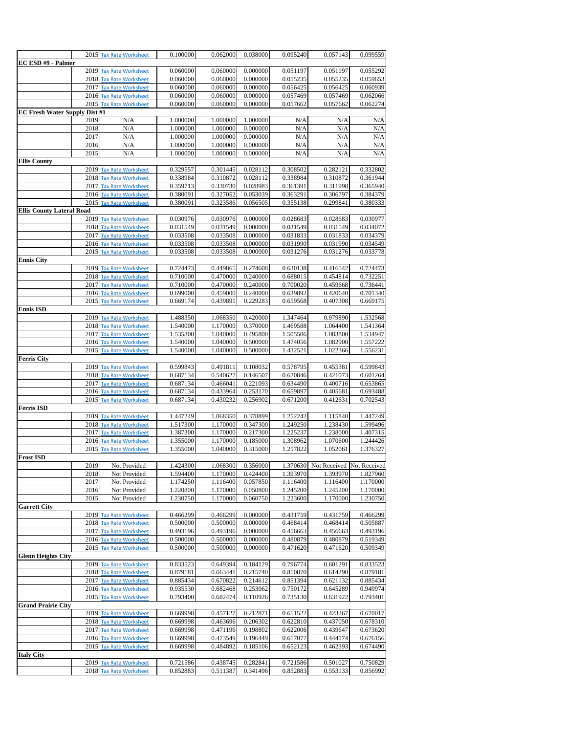| | | | | | | | | |
|---|---|---|---|---|---|---|---|---|
| | 2015 | Tax Rate Worksheet | 0.100000 | 0.062000 | 0.038000 | 0.095240 | 0.057143 | 0.099559 |
| **EC ESD #9 - Palmer** | | | | | | | | |
| | 2019 | Tax Rate Worksheet | 0.060000 | 0.060000 | 0.000000 | 0.051197 | 0.051197 | 0.055292 |
| | 2018 | Tax Rate Worksheet | 0.060000 | 0.060000 | 0.000000 | 0.055235 | 0.055235 | 0.059653 |
| | 2017 | Tax Rate Worksheet | 0.060000 | 0.060000 | 0.000000 | 0.056425 | 0.056425 | 0.060939 |
| | 2016 | Tax Rate Worksheet | 0.060000 | 0.060000 | 0.000000 | 0.057469 | 0.057469 | 0.062066 |
| | 2015 | Tax Rate Worksheet | 0.060000 | 0.060000 | 0.000000 | 0.057662 | 0.057662 | 0.062274 |
| **EC Fresh Water Supply Dist #1** | | | | | | | | |
| | 2019 | N/A | 1.000000 | 1.000000 | 1.000000 | N/A | N/A | N/A |
| | 2018 | N/A | 1.000000 | 1.000000 | 0.000000 | N/A | N/A | N/A |
| | 2017 | N/A | 1.000000 | 1.000000 | 0.000000 | N/A | N/A | N/A |
| | 2016 | N/A | 1.000000 | 1.000000 | 0.000000 | N/A | N/A | N/A |
| | 2015 | N/A | 1.000000 | 1.000000 | 0.000000 | N/A | N/A | N/A |
| **Ellis County** | | | | | | | | |
| | 2019 | Tax Rate Worksheet | 0.329557 | 0.301445 | 0.028112 | 0.308502 | 0.282121 | 0.332802 |
| | 2018 | Tax Rate Worksheet | 0.338984 | 0.310872 | 0.028112 | 0.338984 | 0.310872 | 0.361944 |
| | 2017 | Tax Rate Worksheet | 0.359713 | 0.330730 | 0.028983 | 0.361391 | 0.311998 | 0.365940 |
| | 2016 | Tax Rate Worksheet | 0.380091 | 0.327052 | 0.053039 | 0.363291 | 0.306797 | 0.384379 |
| | 2015 | Tax Rate Worksheet | 0.380091 | 0.323586 | 0.056505 | 0.355138 | 0.299841 | 0.380333 |
| **Ellis County Lateral Road** | | | | | | | | |
| | 2019 | Tax Rate Worksheet | 0.030976 | 0.030976 | 0.000000 | 0.028683 | 0.028683 | 0.030977 |
| | 2018 | Tax Rate Worksheet | 0.031549 | 0.031549 | 0.000000 | 0.031549 | 0.031549 | 0.034072 |
| | 2017 | Tax Rate Worksheet | 0.033508 | 0.033508 | 0.000000 | 0.031833 | 0.031833 | 0.034379 |
| | 2016 | Tax Rate Worksheet | 0.033508 | 0.033508 | 0.000000 | 0.031990 | 0.031990 | 0.034549 |
| | 2015 | Tax Rate Worksheet | 0.033508 | 0.033508 | 0.000000 | 0.031276 | 0.031276 | 0.033778 |
| **Ennis City** | | | | | | | | |
| | 2019 | Tax Rate Worksheet | 0.724473 | 0.449865 | 0.274608 | 0.630138 | 0.416542 | 0.724473 |
| | 2018 | Tax Rate Worksheet | 0.710000 | 0.470000 | 0.240000 | 0.688015 | 0.454814 | 0.732251 |
| | 2017 | Tax Rate Worksheet | 0.710000 | 0.470000 | 0.240000 | 0.700020 | 0.459668 | 0.736441 |
| | 2016 | Tax Rate Worksheet | 0.699000 | 0.459000 | 0.240000 | 0.639892 | 0.420640 | 0.701340 |
| | 2015 | Tax Rate Worksheet | 0.669174 | 0.439891 | 0.229283 | 0.659568 | 0.407308 | 0.669175 |
| **Ennis ISD** | | | | | | | | |
| | 2019 | Tax Rate Worksheet | 1.488350 | 1.068350 | 0.420000 | 1.347464 | 0.979890 | 1.532568 |
| | 2018 | Tax Rate Worksheet | 1.540000 | 1.170000 | 0.370000 | 1.469588 | 1.064400 | 1.541364 |
| | 2017 | Tax Rate Worksheet | 1.535800 | 1.040000 | 0.495800 | 1.505506 | 1.083800 | 1.534947 |
| | 2016 | Tax Rate Worksheet | 1.540000 | 1.040000 | 0.500000 | 1.474056 | 1.082900 | 1.557222 |
| | 2015 | Tax Rate Worksheet | 1.540000 | 1.040000 | 0.500000 | 1.432521 | 1.022366 | 1.556231 |
| **Ferris City** | | | | | | | | |
| | 2019 | Tax Rate Worksheet | 0.599843 | 0.491811 | 0.108032 | 0.578795 | 0.455381 | 0.599843 |
| | 2018 | Tax Rate Worksheet | 0.687134 | 0.540627 | 0.146507 | 0.620846 | 0.421073 | 0.601264 |
| | 2017 | Tax Rate Worksheet | 0.687134 | 0.466041 | 0.221093 | 0.634490 | 0.400716 | 0.653865 |
| | 2016 | Tax Rate Worksheet | 0.687134 | 0.433964 | 0.253170 | 0.659897 | 0.405681 | 0.693488 |
| | 2015 | Tax Rate Worksheet | 0.687134 | 0.430232 | 0.256902 | 0.671200 | 0.412631 | 0.702543 |
| **Ferris ISD** | | | | | | | | |
| | 2019 | Tax Rate Worksheet | 1.447249 | 1.068350 | 0.378899 | 1.252242 | 1.115840 | 1.447249 |
| | 2018 | Tax Rate Worksheet | 1.517300 | 1.170000 | 0.347300 | 1.249250 | 1.238430 | 1.599496 |
| | 2017 | Tax Rate Worksheet | 1.387300 | 1.170000 | 0.217300 | 1.225237 | 1.238000 | 1.407315 |
| | 2016 | Tax Rate Worksheet | 1.355000 | 1.170000 | 0.185000 | 1.308962 | 1.070600 | 1.244426 |
| | 2015 | Tax Rate Worksheet | 1.355000 | 1.040000 | 0.315000 | 1.257822 | 1.052061 | 1.376327 |
| **Frost ISD** | | | | | | | | |
| | 2019 | Not Provided | 1.424300 | 1.068300 | 0.356000 | 1.370630 | Not Received | Not Received |
| | 2018 | Not Provided | 1.594400 | 1.170000 | 0.424400 | 1.393970 | 1.393970 | 1.827960 |
| | 2017 | Not Provided | 1.174250 | 1.116400 | 0.057850 | 1.116400 | 1.116400 | 1.170000 |
| | 2016 | Not Provided | 1.220800 | 1.170000 | 0.050800 | 1.245200 | 1.245200 | 1.170000 |
| | 2015 | Not Provided | 1.230750 | 1.170000 | 0.060750 | 1.223600 | 1.170000 | 1.230750 |
| **Garrett City** | | | | | | | | |
| | 2019 | Tax Rate Worksheet | 0.466299 | 0.466299 | 0.000000 | 0.431759 | 0.431759 | 0.466299 |
| | 2018 | Tax Rate Worksheet | 0.500000 | 0.500000 | 0.000000 | 0.468414 | 0.468414 | 0.505887 |
| | 2017 | Tax Rate Worksheet | 0.493196 | 0.493196 | 0.000000 | 0.456663 | 0.456663 | 0.493196 |
| | 2016 | Tax Rate Worksheet | 0.500000 | 0.500000 | 0.000000 | 0.480879 | 0.480879 | 0.519349 |
| | 2015 | Tax Rate Worksheet | 0.500000 | 0.500000 | 0.000000 | 0.471620 | 0.471620 | 0.509349 |
| **Glenn Heights City** | | | | | | | | |
| | 2019 | Tax Rate Worksheet | 0.833523 | 0.649394 | 0.184129 | 0.796774 | 0.601291 | 0.833523 |
| | 2018 | Tax Rate Worksheet | 0.879181 | 0.663441 | 0.215740 | 0.810870 | 0.614290 | 0.879181 |
| | 2017 | Tax Rate Worksheet | 0.885434 | 0.670822 | 0.214612 | 0.851394 | 0.621132 | 0.885434 |
| | 2016 | Tax Rate Worksheet | 0.935530 | 0.682468 | 0.253062 | 0.750172 | 0.645289 | 0.949974 |
| | 2015 | Tax Rate Worksheet | 0.793400 | 0.682474 | 0.110926 | 0.735130 | 0.631922 | 0.793401 |
| **Grand Prairie City** | | | | | | | | |
| | 2019 | Tax Rate Worksheet | 0.669998 | 0.457127 | 0.212871 | 0.611522 | 0.423267 | 0.670017 |
| | 2018 | Tax Rate Worksheet | 0.669998 | 0.463696 | 0.206302 | 0.622810 | 0.437050 | 0.678310 |
| | 2017 | Tax Rate Worksheet | 0.669998 | 0.471196 | 0.198802 | 0.622006 | 0.439647 | 0.673620 |
| | 2016 | Tax Rate Worksheet | 0.669998 | 0.473549 | 0.196449 | 0.617077 | 0.444174 | 0.676156 |
| | 2015 | Tax Rate Worksheet | 0.669998 | 0.484892 | 0.185106 | 0.652123 | 0.462393 | 0.674490 |
| **Italy City** | | | | | | | | |
| | 2019 | Tax Rate Worksheet | 0.721586 | 0.438745 | 0.282841 | 0.721586 | 0.501027 | 0.750829 |
| | 2018 | Tax Rate Worksheet | 0.852883 | 0.511387 | 0.341496 | 0.852883 | 0.553133 | 0.856992 |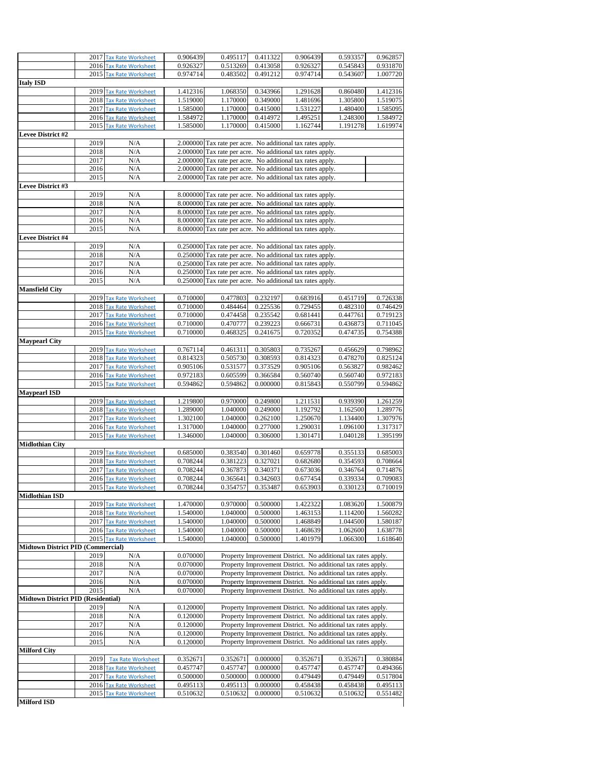| | | | | | | | | |
|---|---|---|---|---|---|---|---|---|
| | 2017 | Tax Rate Worksheet | 0.906439 | 0.495117 | 0.411322 | 0.906439 | 0.593357 | 0.962857 |
| | 2016 | Tax Rate Worksheet | 0.926327 | 0.513269 | 0.413058 | 0.926327 | 0.545843 | 0.931870 |
| | 2015 | Tax Rate Worksheet | 0.974714 | 0.483502 | 0.491212 | 0.974714 | 0.543607 | 1.007720 |
| **Italy ISD** | | | | | | | | |
| | 2019 | Tax Rate Worksheet | 1.412316 | 1.068350 | 0.343966 | 1.291628 | 0.860480 | 1.412316 |
| | 2018 | Tax Rate Worksheet | 1.519000 | 1.170000 | 0.349000 | 1.481696 | 1.305800 | 1.519075 |
| | 2017 | Tax Rate Worksheet | 1.585000 | 1.170000 | 0.415000 | 1.531227 | 1.480400 | 1.585095 |
| | 2016 | Tax Rate Worksheet | 1.584972 | 1.170000 | 0.414972 | 1.495251 | 1.248300 | 1.584972 |
| | 2015 | Tax Rate Worksheet | 1.585000 | 1.170000 | 0.415000 | 1.162744 | 1.191278 | 1.619974 |
| **Levee District #2** | | | | | | | | |
| | 2019 | N/A | 2.000000 | Tax rate per acre. No additional tax rates apply. | | | | |
| | 2018 | N/A | 2.000000 | Tax rate per acre. No additional tax rates apply. | | | | |
| | 2017 | N/A | 2.000000 | Tax rate per acre. No additional tax rates apply. | | | | |
| | 2016 | N/A | 2.000000 | Tax rate per acre. No additional tax rates apply. | | | | |
| | 2015 | N/A | 2.000000 | Tax rate per acre. No additional tax rates apply. | | | | |
| **Levee District #3** | | | | | | | | |
| | 2019 | N/A | 8.000000 | Tax rate per acre. No additional tax rates apply. | | | | |
| | 2018 | N/A | 8.000000 | Tax rate per acre. No additional tax rates apply. | | | | |
| | 2017 | N/A | 8.000000 | Tax rate per acre. No additional tax rates apply. | | | | |
| | 2016 | N/A | 8.000000 | Tax rate per acre. No additional tax rates apply. | | | | |
| | 2015 | N/A | 8.000000 | Tax rate per acre. No additional tax rates apply. | | | | |
| **Levee District #4** | | | | | | | | |
| | 2019 | N/A | 0.250000 | Tax rate per acre. No additional tax rates apply. | | | | |
| | 2018 | N/A | 0.250000 | Tax rate per acre. No additional tax rates apply. | | | | |
| | 2017 | N/A | 0.250000 | Tax rate per acre. No additional tax rates apply. | | | | |
| | 2016 | N/A | 0.250000 | Tax rate per acre. No additional tax rates apply. | | | | |
| | 2015 | N/A | 0.250000 | Tax rate per acre. No additional tax rates apply. | | | | |
| **Mansfield City** | | | | | | | | |
| | 2019 | Tax Rate Worksheet | 0.710000 | 0.477803 | 0.232197 | 0.683916 | 0.451719 | 0.726338 |
| | 2018 | Tax Rate Worksheet | 0.710000 | 0.484464 | 0.225536 | 0.729455 | 0.482310 | 0.746429 |
| | 2017 | Tax Rate Worksheet | 0.710000 | 0.474458 | 0.235542 | 0.681441 | 0.447761 | 0.719123 |
| | 2016 | Tax Rate Worksheet | 0.710000 | 0.470777 | 0.239223 | 0.666731 | 0.436873 | 0.711045 |
| | 2015 | Tax Rate Worksheet | 0.710000 | 0.468325 | 0.241675 | 0.720352 | 0.474735 | 0.754388 |
| **Maypearl City** | | | | | | | | |
| | 2019 | Tax Rate Worksheet | 0.767114 | 0.461311 | 0.305803 | 0.735267 | 0.456629 | 0.798962 |
| | 2018 | Tax Rate Worksheet | 0.814323 | 0.505730 | 0.308593 | 0.814323 | 0.478270 | 0.825124 |
| | 2017 | Tax Rate Worksheet | 0.905106 | 0.531577 | 0.373529 | 0.905106 | 0.563827 | 0.982462 |
| | 2016 | Tax Rate Worksheet | 0.972183 | 0.605599 | 0.366584 | 0.560740 | 0.560740 | 0.972183 |
| | 2015 | Tax Rate Worksheet | 0.594862 | 0.594862 | 0.000000 | 0.815843 | 0.550799 | 0.594862 |
| **Maypearl ISD** | | | | | | | | |
| | 2019 | Tax Rate Worksheet | 1.219800 | 0.970000 | 0.249800 | 1.211531 | 0.939390 | 1.261259 |
| | 2018 | Tax Rate Worksheet | 1.289000 | 1.040000 | 0.249000 | 1.192792 | 1.162500 | 1.289776 |
| | 2017 | Tax Rate Worksheet | 1.302100 | 1.040000 | 0.262100 | 1.250670 | 1.134400 | 1.307976 |
| | 2016 | Tax Rate Worksheet | 1.317000 | 1.040000 | 0.277000 | 1.290031 | 1.096100 | 1.317317 |
| | 2015 | Tax Rate Worksheet | 1.346000 | 1.040000 | 0.306000 | 1.301471 | 1.040128 | 1.395199 |
| **Midlothian City** | | | | | | | | |
| | 2019 | Tax Rate Worksheet | 0.685000 | 0.383540 | 0.301460 | 0.659778 | 0.355133 | 0.685003 |
| | 2018 | Tax Rate Worksheet | 0.708244 | 0.381223 | 0.327021 | 0.682680 | 0.354593 | 0.708664 |
| | 2017 | Tax Rate Worksheet | 0.708244 | 0.367873 | 0.340371 | 0.673036 | 0.346764 | 0.714876 |
| | 2016 | Tax Rate Worksheet | 0.708244 | 0.365641 | 0.342603 | 0.677454 | 0.339334 | 0.709083 |
| | 2015 | Tax Rate Worksheet | 0.708244 | 0.354757 | 0.353487 | 0.653903 | 0.330123 | 0.710019 |
| **Midlothian ISD** | | | | | | | | |
| | 2019 | Tax Rate Worksheet | 1.470000 | 0.970000 | 0.500000 | 1.422322 | 1.083620 | 1.500879 |
| | 2018 | Tax Rate Worksheet | 1.540000 | 1.040000 | 0.500000 | 1.463153 | 1.114200 | 1.560282 |
| | 2017 | Tax Rate Worksheet | 1.540000 | 1.040000 | 0.500000 | 1.468849 | 1.044500 | 1.580187 |
| | 2016 | Tax Rate Worksheet | 1.540000 | 1.040000 | 0.500000 | 1.468639 | 1.062600 | 1.638778 |
| | 2015 | Tax Rate Worksheet | 1.540000 | 1.040000 | 0.500000 | 1.401979 | 1.066300 | 1.618640 |
| **Midtown District PID (Commercial)** | | | | | | | | |
| | 2019 | N/A | 0.070000 | Property Improvement District. No additional tax rates apply. | | | | |
| | 2018 | N/A | 0.070000 | Property Improvement District. No additional tax rates apply. | | | | |
| | 2017 | N/A | 0.070000 | Property Improvement District. No additional tax rates apply. | | | | |
| | 2016 | N/A | 0.070000 | Property Improvement District. No additional tax rates apply. | | | | |
| | 2015 | N/A | 0.070000 | Property Improvement District. No additional tax rates apply. | | | | |
| **Midtown District PID (Residential)** | | | | | | | | |
| | 2019 | N/A | 0.120000 | Property Improvement District. No additional tax rates apply. | | | | |
| | 2018 | N/A | 0.120000 | Property Improvement District. No additional tax rates apply. | | | | |
| | 2017 | N/A | 0.120000 | Property Improvement District. No additional tax rates apply. | | | | |
| | 2016 | N/A | 0.120000 | Property Improvement District. No additional tax rates apply. | | | | |
| | 2015 | N/A | 0.120000 | Property Improvement District. No additional tax rates apply. | | | | |
| **Milford City** | | | | | | | | |
| | 2019 | Tax Rate Worksheet | 0.352671 | 0.352671 | 0.000000 | 0.352671 | 0.352671 | 0.380884 |
| | 2018 | Tax Rate Worksheet | 0.457747 | 0.457747 | 0.000000 | 0.457747 | 0.457747 | 0.494366 |
| | 2017 | Tax Rate Worksheet | 0.500000 | 0.500000 | 0.000000 | 0.479449 | 0.479449 | 0.517804 |
| | 2016 | Tax Rate Worksheet | 0.495113 | 0.495113 | 0.000000 | 0.458438 | 0.458438 | 0.495113 |
| | 2015 | Tax Rate Worksheet | 0.510632 | 0.510632 | 0.000000 | 0.510632 | 0.510632 | 0.551482 |
| **Milford ISD** | | | | | | | | |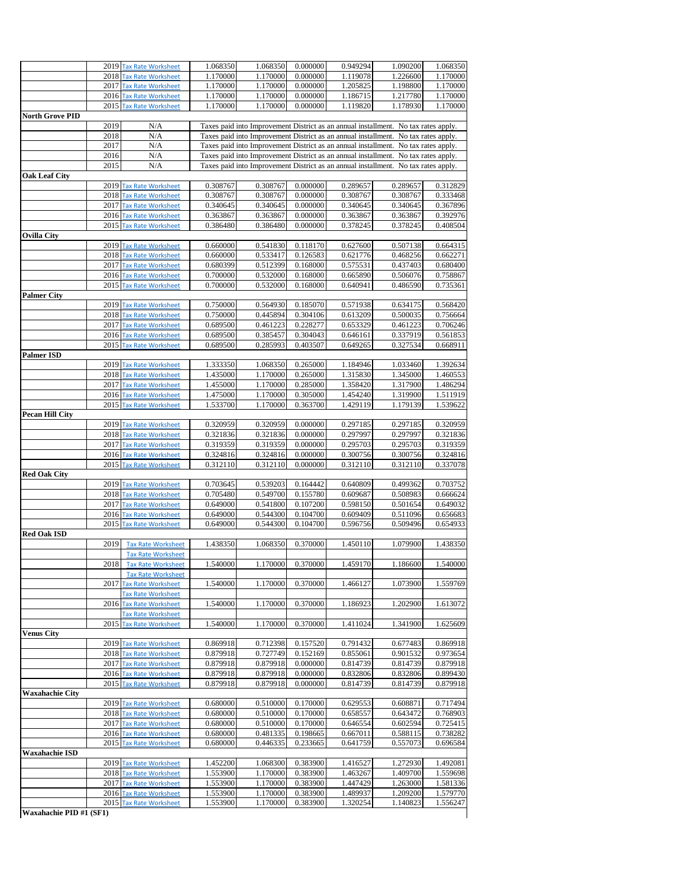| | | | | | | | |
|---|---|---|---|---|---|---|---|
| | 2019 | Tax Rate Worksheet | 1.068350 | 1.068350 | 0.000000 | 0.949294 | 1.090200 | 1.068350 |
| | 2018 | Tax Rate Worksheet | 1.170000 | 1.170000 | 0.000000 | 1.119078 | 1.226600 | 1.170000 |
| | 2017 | Tax Rate Worksheet | 1.170000 | 1.170000 | 0.000000 | 1.205825 | 1.198800 | 1.170000 |
| | 2016 | Tax Rate Worksheet | 1.170000 | 1.170000 | 0.000000 | 1.186715 | 1.217780 | 1.170000 |
| | 2015 | Tax Rate Worksheet | 1.170000 | 1.170000 | 0.000000 | 1.119820 | 1.178930 | 1.170000 |
| **North Grove PID** | | | | | | | | |
| | 2019 | N/A | Taxes paid into Improvement District as an annual installment. No tax rates apply. | | | | | |
| | 2018 | N/A | Taxes paid into Improvement District as an annual installment. No tax rates apply. | | | | | |
| | 2017 | N/A | Taxes paid into Improvement District as an annual installment. No tax rates apply. | | | | | |
| | 2016 | N/A | Taxes paid into Improvement District as an annual installment. No tax rates apply. | | | | | |
| | 2015 | N/A | Taxes paid into Improvement District as an annual installment. No tax rates apply. | | | | | |
| **Oak Leaf City** | | | | | | | | |
| | 2019 | Tax Rate Worksheet | 0.308767 | 0.308767 | 0.000000 | 0.289657 | 0.289657 | 0.312829 |
| | 2018 | Tax Rate Worksheet | 0.308767 | 0.308767 | 0.000000 | 0.308767 | 0.308767 | 0.333468 |
| | 2017 | Tax Rate Worksheet | 0.340645 | 0.340645 | 0.000000 | 0.340645 | 0.340645 | 0.367896 |
| | 2016 | Tax Rate Worksheet | 0.363867 | 0.363867 | 0.000000 | 0.363867 | 0.363867 | 0.392976 |
| | 2015 | Tax Rate Worksheet | 0.386480 | 0.386480 | 0.000000 | 0.378245 | 0.378245 | 0.408504 |
| **Ovilla City** | | | | | | | | |
| | 2019 | Tax Rate Worksheet | 0.660000 | 0.541830 | 0.118170 | 0.627600 | 0.507138 | 0.664315 |
| | 2018 | Tax Rate Worksheet | 0.660000 | 0.533417 | 0.126583 | 0.621776 | 0.468256 | 0.662271 |
| | 2017 | Tax Rate Worksheet | 0.680399 | 0.512399 | 0.168000 | 0.575531 | 0.437403 | 0.680400 |
| | 2016 | Tax Rate Worksheet | 0.700000 | 0.532000 | 0.168000 | 0.665890 | 0.506076 | 0.758867 |
| | 2015 | Tax Rate Worksheet | 0.700000 | 0.532000 | 0.168000 | 0.640941 | 0.486590 | 0.735361 |
| **Palmer City** | | | | | | | | |
| | 2019 | Tax Rate Worksheet | 0.750000 | 0.564930 | 0.185070 | 0.571938 | 0.634175 | 0.568420 |
| | 2018 | Tax Rate Worksheet | 0.750000 | 0.445894 | 0.304106 | 0.613209 | 0.500035 | 0.756664 |
| | 2017 | Tax Rate Worksheet | 0.689500 | 0.461223 | 0.228277 | 0.653329 | 0.461223 | 0.706246 |
| | 2016 | Tax Rate Worksheet | 0.689500 | 0.385457 | 0.304043 | 0.646161 | 0.337919 | 0.561853 |
| | 2015 | Tax Rate Worksheet | 0.689500 | 0.285993 | 0.403507 | 0.649265 | 0.327534 | 0.668911 |
| **Palmer ISD** | | | | | | | | |
| | 2019 | Tax Rate Worksheet | 1.333350 | 1.068350 | 0.265000 | 1.184946 | 1.033460 | 1.392634 |
| | 2018 | Tax Rate Worksheet | 1.435000 | 1.170000 | 0.265000 | 1.315830 | 1.345000 | 1.460553 |
| | 2017 | Tax Rate Worksheet | 1.455000 | 1.170000 | 0.285000 | 1.358420 | 1.317900 | 1.486294 |
| | 2016 | Tax Rate Worksheet | 1.475000 | 1.170000 | 0.305000 | 1.454240 | 1.319900 | 1.511919 |
| | 2015 | Tax Rate Worksheet | 1.533700 | 1.170000 | 0.363700 | 1.429119 | 1.179139 | 1.539622 |
| **Pecan Hill City** | | | | | | | | |
| | 2019 | Tax Rate Worksheet | 0.320959 | 0.320959 | 0.000000 | 0.297185 | 0.297185 | 0.320959 |
| | 2018 | Tax Rate Worksheet | 0.321836 | 0.321836 | 0.000000 | 0.297997 | 0.297997 | 0.321836 |
| | 2017 | Tax Rate Worksheet | 0.319359 | 0.319359 | 0.000000 | 0.295703 | 0.295703 | 0.319359 |
| | 2016 | Tax Rate Worksheet | 0.324816 | 0.324816 | 0.000000 | 0.300756 | 0.300756 | 0.324816 |
| | 2015 | Tax Rate Worksheet | 0.312110 | 0.312110 | 0.000000 | 0.312110 | 0.312110 | 0.337078 |
| **Red Oak City** | | | | | | | | |
| | 2019 | Tax Rate Worksheet | 0.703645 | 0.539203 | 0.164442 | 0.640809 | 0.499362 | 0.703752 |
| | 2018 | Tax Rate Worksheet | 0.705480 | 0.549700 | 0.155780 | 0.609687 | 0.508983 | 0.666624 |
| | 2017 | Tax Rate Worksheet | 0.649000 | 0.541800 | 0.107200 | 0.598150 | 0.501654 | 0.649032 |
| | 2016 | Tax Rate Worksheet | 0.649000 | 0.544300 | 0.104700 | 0.609409 | 0.511096 | 0.656683 |
| | 2015 | Tax Rate Worksheet | 0.649000 | 0.544300 | 0.104700 | 0.596756 | 0.509496 | 0.654933 |
| **Red Oak ISD** | | | | | | | | |
| | 2019 | Tax Rate Worksheet | 1.438350 | 1.068350 | 0.370000 | 1.450110 | 1.079900 | 1.438350 |
| | | Tax Rate Worksheet | | | | | | |
| | 2018 | Tax Rate Worksheet | 1.540000 | 1.170000 | 0.370000 | 1.459170 | 1.186600 | 1.540000 |
| | | Tax Rate Worksheet | | | | | | |
| | 2017 | Tax Rate Worksheet | 1.540000 | 1.170000 | 0.370000 | 1.466127 | 1.073900 | 1.559769 |
| | | Tax Rate Worksheet | | | | | | |
| | 2016 | Tax Rate Worksheet | 1.540000 | 1.170000 | 0.370000 | 1.186923 | 1.202900 | 1.613072 |
| | | Tax Rate Worksheet | | | | | | |
| | 2015 | Tax Rate Worksheet | 1.540000 | 1.170000 | 0.370000 | 1.411024 | 1.341900 | 1.625609 |
| **Venus City** | | | | | | | | |
| | 2019 | Tax Rate Worksheet | 0.869918 | 0.712398 | 0.157520 | 0.791432 | 0.677483 | 0.869918 |
| | 2018 | Tax Rate Worksheet | 0.879918 | 0.727749 | 0.152169 | 0.855061 | 0.901532 | 0.973654 |
| | 2017 | Tax Rate Worksheet | 0.879918 | 0.879918 | 0.000000 | 0.814739 | 0.814739 | 0.879918 |
| | 2016 | Tax Rate Worksheet | 0.879918 | 0.879918 | 0.000000 | 0.832806 | 0.832806 | 0.899430 |
| | 2015 | Tax Rate Worksheet | 0.879918 | 0.879918 | 0.000000 | 0.814739 | 0.814739 | 0.879918 |
| **Waxahachie City** | | | | | | | | |
| | 2019 | Tax Rate Worksheet | 0.680000 | 0.510000 | 0.170000 | 0.629553 | 0.608871 | 0.717494 |
| | 2018 | Tax Rate Worksheet | 0.680000 | 0.510000 | 0.170000 | 0.658557 | 0.643472 | 0.768903 |
| | 2017 | Tax Rate Worksheet | 0.680000 | 0.510000 | 0.170000 | 0.646554 | 0.602594 | 0.725415 |
| | 2016 | Tax Rate Worksheet | 0.680000 | 0.481335 | 0.198665 | 0.667011 | 0.588115 | 0.738282 |
| | 2015 | Tax Rate Worksheet | 0.680000 | 0.446335 | 0.233665 | 0.641759 | 0.557073 | 0.696584 |
| **Waxahachie ISD** | | | | | | | | |
| | 2019 | Tax Rate Worksheet | 1.452200 | 1.068300 | 0.383900 | 1.416527 | 1.272930 | 1.492081 |
| | 2018 | Tax Rate Worksheet | 1.553900 | 1.170000 | 0.383900 | 1.463267 | 1.409700 | 1.559698 |
| | 2017 | Tax Rate Worksheet | 1.553900 | 1.170000 | 0.383900 | 1.447429 | 1.263000 | 1.581336 |
| | 2016 | Tax Rate Worksheet | 1.553900 | 1.170000 | 0.383900 | 1.489937 | 1.209200 | 1.579770 |
| | 2015 | Tax Rate Worksheet | 1.553900 | 1.170000 | 0.383900 | 1.320254 | 1.140823 | 1.556247 |
| **Waxahachie PID #1 (SF1)** | | | | | | | | |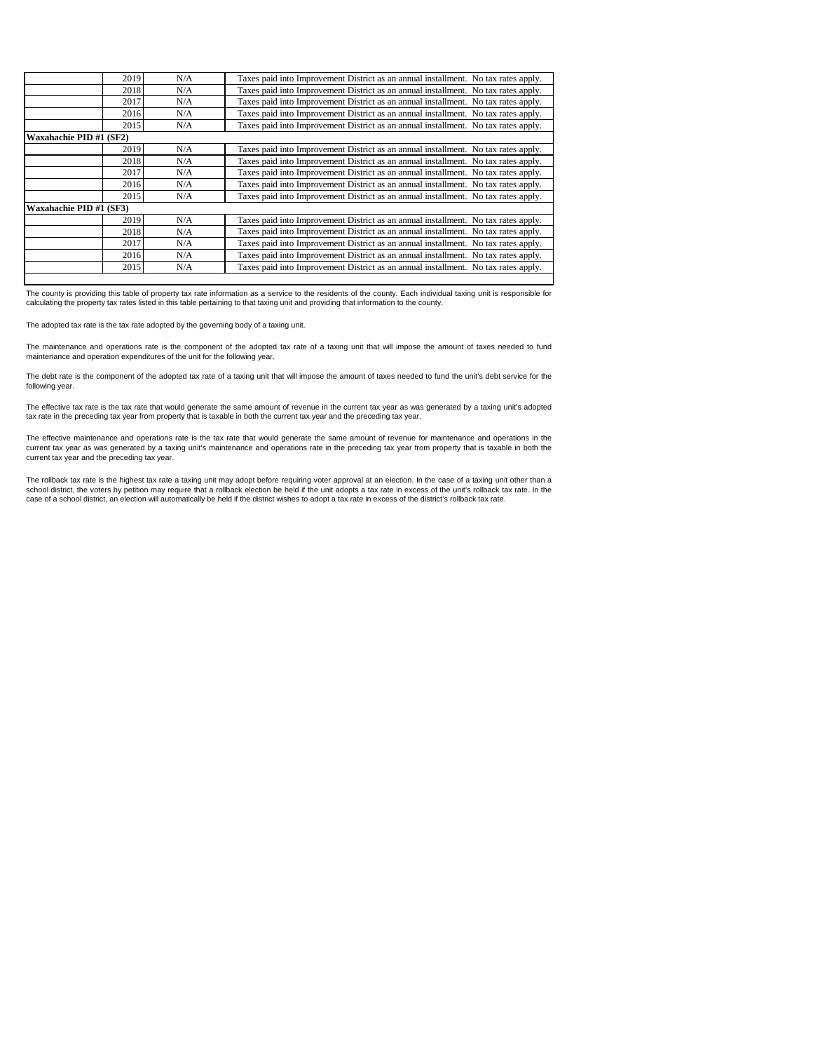| | | | |
|---|---|---|---|
| | 2019 | N/A | Taxes paid into Improvement District as an annual installment. No tax rates apply. |
| | 2018 | N/A | Taxes paid into Improvement District as an annual installment. No tax rates apply. |
| | 2017 | N/A | Taxes paid into Improvement District as an annual installment. No tax rates apply. |
| | 2016 | N/A | Taxes paid into Improvement District as an annual installment. No tax rates apply. |
| | 2015 | N/A | Taxes paid into Improvement District as an annual installment. No tax rates apply. |
| **Waxahachie PID #1 (SF2)** | | | |
| | 2019 | N/A | Taxes paid into Improvement District as an annual installment. No tax rates apply. |
| | 2018 | N/A | Taxes paid into Improvement District as an annual installment. No tax rates apply. |
| | 2017 | N/A | Taxes paid into Improvement District as an annual installment. No tax rates apply. |
| | 2016 | N/A | Taxes paid into Improvement District as an annual installment. No tax rates apply. |
| | 2015 | N/A | Taxes paid into Improvement District as an annual installment. No tax rates apply. |
| **Waxahachie PID #1 (SF3)** | | | |
| | 2019 | N/A | Taxes paid into Improvement District as an annual installment. No tax rates apply. |
| | 2018 | N/A | Taxes paid into Improvement District as an annual installment. No tax rates apply. |
| | 2017 | N/A | Taxes paid into Improvement District as an annual installment. No tax rates apply. |
| | 2016 | N/A | Taxes paid into Improvement District as an annual installment. No tax rates apply. |
| | 2015 | N/A | Taxes paid into Improvement District as an annual installment. No tax rates apply. |

The county is providing this table of property tax rate information as a service to the residents of the county. Each individual taxing unit is responsible for calculating the property tax rates listed in this table pertaining to that taxing unit and providing that information to the county.

The adopted tax rate is the tax rate adopted by the governing body of a taxing unit.

The maintenance and operations rate is the component of the adopted tax rate of a taxing unit that will impose the amount of taxes needed to fund maintenance and operation expenditures of the unit for the following year.

The debt rate is the component of the adopted tax rate of a taxing unit that will impose the amount of taxes needed to fund the unit's debt service for the following year.

The effective tax rate is the tax rate that would generate the same amount of revenue in the current tax year as was generated by a taxing unit's adopted tax rate in the preceding tax year from property that is taxable in both the current tax year and the preceding tax year.

The effective maintenance and operations rate is the tax rate that would generate the same amount of revenue for maintenance and operations in the current tax year as was generated by a taxing unit's maintenance and operations rate in the preceding tax year from property that is taxable in both the current tax year and the preceding tax year.

The rollback tax rate is the highest tax rate a taxing unit may adopt before requiring voter approval at an election. In the case of a taxing unit other than a school district, the voters by petition may require that a rollback election be held if the unit adopts a tax rate in excess of the unit's rollback tax rate. In the case of a school district, an election will automatically be held if the district wishes to adopt a tax rate in excess of the district's rollback tax rate.